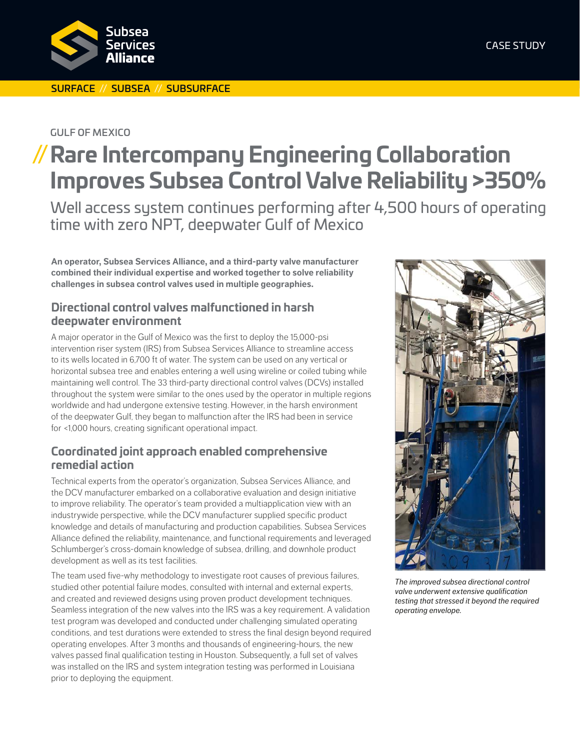CASE STUDY

SURFACE // SUBSEA // SUBSURFACE

GULF OF MEXICO

# // Rare Intercompany Engineering Collaboration Improves Subsea Control Valve Reliability >350%

Well access system continues performing after 4,500 hours of operating time with zero NPT, deepwater Gulf of Mexico

**An operator, Subsea Services Alliance, and a third-party valve manufacturer combined their individual expertise and worked together to solve reliability challenges in subsea control valves used in multiple geographies.**

## Directional control valves malfunctioned in harsh deepwater environment

A major operator in the Gulf of Mexico was the first to deploy the 15,000-psi intervention riser system (IRS) from Subsea Services Alliance to streamline access to its wells located in 6,700 ft of water. The system can be used on any vertical or horizontal subsea tree and enables entering a well using wireline or coiled tubing while maintaining well control. The 33 third-party directional control valves (DCVs) installed throughout the system were similar to the ones used by the operator in multiple regions worldwide and had undergone extensive testing. However, in the harsh environment of the deepwater Gulf, they began to malfunction after the IRS had been in service for <1,000 hours, creating significant operational impact.

## Coordinated joint approach enabled comprehensive remedial action

Technical experts from the operator's organization, Subsea Services Alliance, and the DCV manufacturer embarked on a collaborative evaluation and design initiative to improve reliability. The operator's team provided a multiapplication view with an industrywide perspective, while the DCV manufacturer supplied specific product knowledge and details of manufacturing and production capabilities. Subsea Services Alliance defined the reliability, maintenance, and functional requirements and leveraged Schlumberger's cross-domain knowledge of subsea, drilling, and downhole product development as well as its test facilities.

The team used five-why methodology to investigate root causes of previous failures, studied other potential failure modes, consulted with internal and external experts, and created and reviewed designs using proven product development techniques. Seamless integration of the new valves into the IRS was a key requirement. A validation test program was developed and conducted under challenging simulated operating conditions, and test durations were extended to stress the final design beyond required operating envelopes. After 3 months and thousands of engineering-hours, the new valves passed final qualification testing in Houston. Subsequently, a full set of valves was installed on the IRS and system integration testing was performed in Louisiana prior to deploying the equipment.

*The improved subsea directional control valve underwent extensive qualification testing that stressed it beyond the required operating envelope.*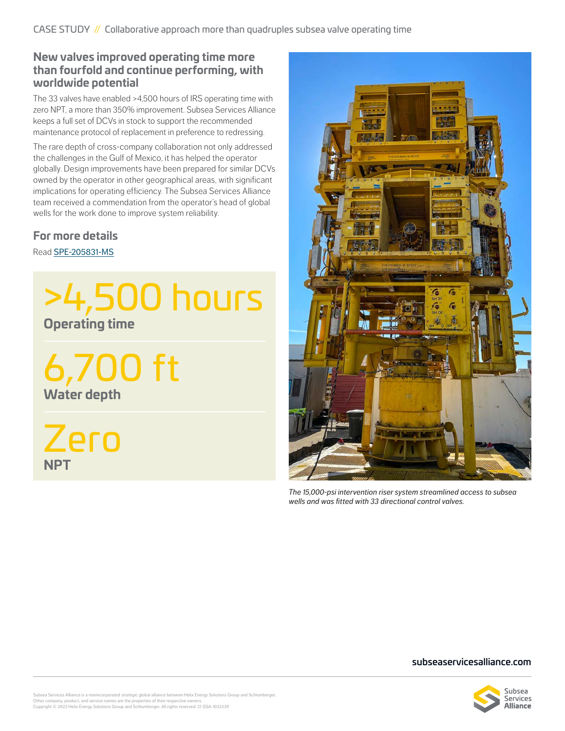## New valves improved operating time more than fourfold and continue performing, with worldwide potential

The 33 valves have enabled >4,500 hours of IRS operating time with zero NPT, a more than 350% improvement. Subsea Services Alliance keeps a full set of DCVs in stock to support the recommended maintenance protocol of replacement in preference to redressing.

The rare depth of cross-company collaboration not only addressed the challenges in the Gulf of Mexico, it has helped the operator globally. Design improvements have been prepared for similar DCVs owned by the operator in other geographical areas, with significant implications for operating efficiency. The Subsea Services Alliance team received a commendation from the operator's head of global wells for the work done to improve system reliability.

## For more details

Read SPE-205831-MS

**>4,500 hours**
**Operating time**

**6,700 ft**
**Water depth**

**Zero**
**NPT**

*The 15,000-psi intervention riser system streamlined access to subsea wells and was fitted with 33 directional control valves.*

subseaservicesalliance.com

Subsea Services Alliance is a nonincorporated strategic global alliance between Helix Energy Solutions Group and Schlumberger.
Other company, product, and service names are the properties of their respective owners.
Copyright © 2022 Helix Energy Solutions Group and Schlumberger. All rights reserved. 21-SSA-1032239